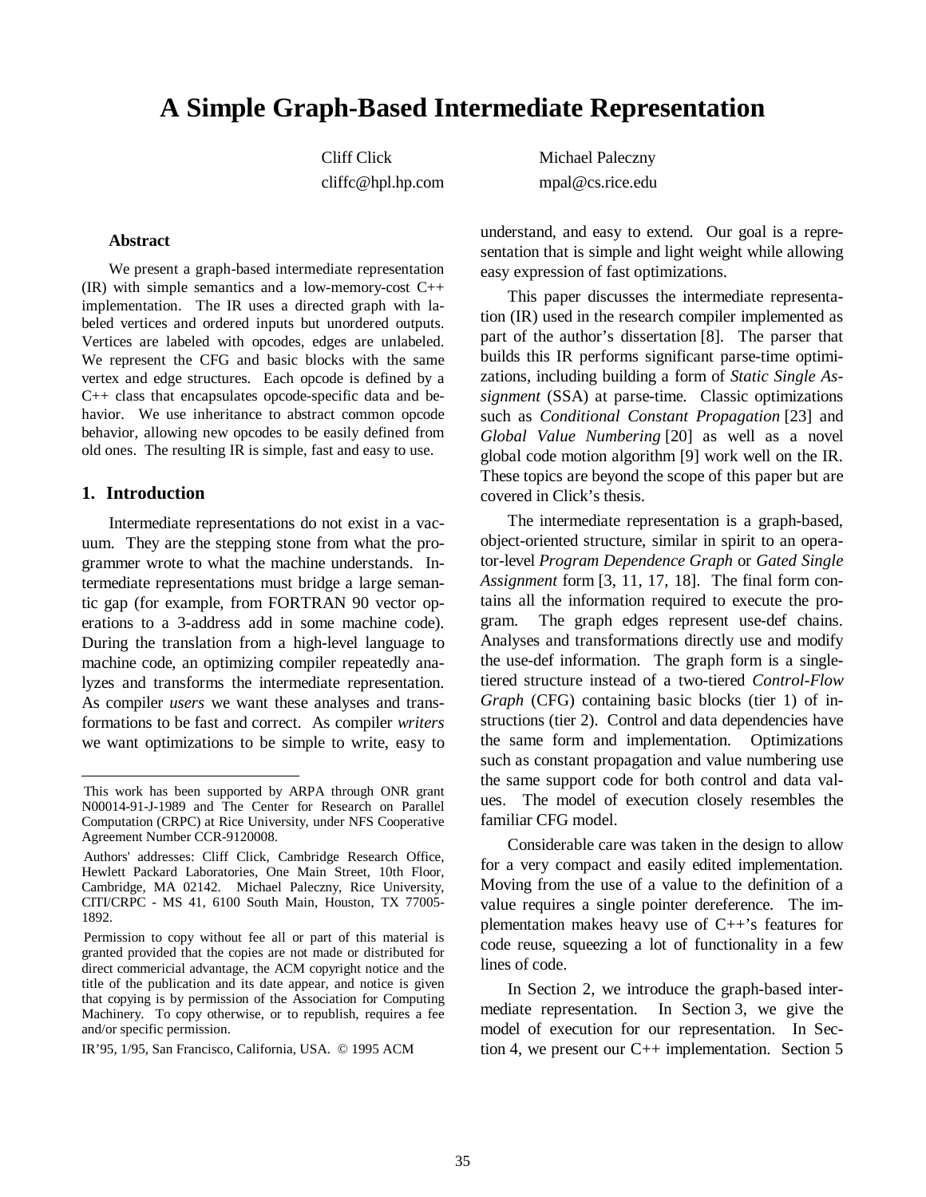# A Simple Graph-Based Intermediate Representation

Cliff Click
cliffc@hpl.hp.com

Michael Paleczny
mpal@cs.rice.edu

### Abstract

We present a graph-based intermediate representation (IR) with simple semantics and a low-memory-cost C++ implementation. The IR uses a directed graph with labeled vertices and ordered inputs but unordered outputs. Vertices are labeled with opcodes, edges are unlabeled. We represent the CFG and basic blocks with the same vertex and edge structures. Each opcode is defined by a C++ class that encapsulates opcode-specific data and behavior. We use inheritance to abstract common opcode behavior, allowing new opcodes to be easily defined from old ones. The resulting IR is simple, fast and easy to use.

## 1. Introduction

Intermediate representations do not exist in a vacuum. They are the stepping stone from what the programmer wrote to what the machine understands. Intermediate representations must bridge a large semantic gap (for example, from FORTRAN 90 vector operations to a 3-address add in some machine code). During the translation from a high-level language to machine code, an optimizing compiler repeatedly analyzes and transforms the intermediate representation. As compiler *users* we want these analyses and transformations to be fast and correct. As compiler *writers* we want optimizations to be simple to write, easy to understand, and easy to extend. Our goal is a representation that is simple and light weight while allowing easy expression of fast optimizations.

This paper discusses the intermediate representation (IR) used in the research compiler implemented as part of the author's dissertation [8]. The parser that builds this IR performs significant parse-time optimizations, including building a form of *Static Single Assignment* (SSA) at parse-time. Classic optimizations such as *Conditional Constant Propagation* [23] and *Global Value Numbering* [20] as well as a novel global code motion algorithm [9] work well on the IR. These topics are beyond the scope of this paper but are covered in Click's thesis.

The intermediate representation is a graph-based, object-oriented structure, similar in spirit to an operator-level *Program Dependence Graph* or *Gated Single Assignment* form [3, 11, 17, 18]. The final form contains all the information required to execute the program. The graph edges represent use-def chains. Analyses and transformations directly use and modify the use-def information. The graph form is a single-tiered structure instead of a two-tiered *Control-Flow Graph* (CFG) containing basic blocks (tier 1) of instructions (tier 2). Control and data dependencies have the same form and implementation. Optimizations such as constant propagation and value numbering use the same support code for both control and data values. The model of execution closely resembles the familiar CFG model.

Considerable care was taken in the design to allow for a very compact and easily edited implementation. Moving from the use of a value to the definition of a value requires a single pointer dereference. The implementation makes heavy use of C++'s features for code reuse, squeezing a lot of functionality in a few lines of code.

In Section 2, we introduce the graph-based intermediate representation. In Section 3, we give the model of execution for our representation. In Section 4, we present our C++ implementation. Section 5

---

This work has been supported by ARPA through ONR grant N00014-91-J-1989 and The Center for Research on Parallel Computation (CRPC) at Rice University, under NFS Cooperative Agreement Number CCR-9120008.

Authors' addresses: Cliff Click, Cambridge Research Office, Hewlett Packard Laboratories, One Main Street, 10th Floor, Cambridge, MA 02142. Michael Paleczny, Rice University, CITI/CRPC - MS 41, 6100 South Main, Houston, TX 77005-1892.

Permission to copy without fee all or part of this material is granted provided that the copies are not made or distributed for direct commericial advantage, the ACM copyright notice and the title of the publication and its date appear, and notice is given that copying is by permission of the Association for Computing Machinery. To copy otherwise, or to republish, requires a fee and/or specific permission.

IR'95, 1/95, San Francisco, California, USA. © 1995 ACM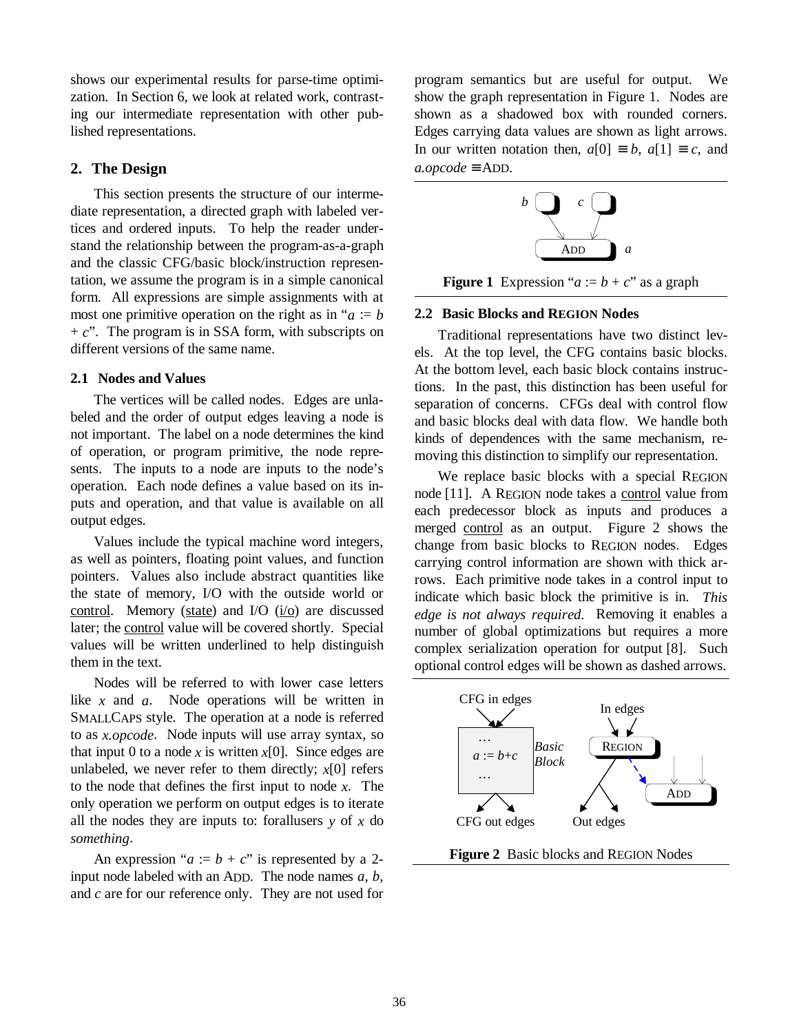shows our experimental results for parse-time optimization. In Section 6, we look at related work, contrasting our intermediate representation with other published representations.

## 2. The Design

This section presents the structure of our intermediate representation, a directed graph with labeled vertices and ordered inputs. To help the reader understand the relationship between the program-as-a-graph and the classic CFG/basic block/instruction representation, we assume the program is in a simple canonical form. All expressions are simple assignments with at most one primitive operation on the right as in "$a := b + c$". The program is in SSA form, with subscripts on different versions of the same name.

### 2.1 Nodes and Values

The vertices will be called nodes. Edges are unlabeled and the order of output edges leaving a node is not important. The label on a node determines the kind of operation, or program primitive, the node represents. The inputs to a node are inputs to the node's operation. Each node defines a value based on its inputs and operation, and that value is available on all output edges.

Values include the typical machine word integers, as well as pointers, floating point values, and function pointers. Values also include abstract quantities like the state of memory, I/O with the outside world or control. Memory (state) and I/O (i/o) are discussed later; the control value will be covered shortly. Special values will be written underlined to help distinguish them in the text.

Nodes will be referred to with lower case letters like $x$ and $a$. Node operations will be written in SMALLCAPS style. The operation at a node is referred to as *x.opcode*. Node inputs will use array syntax, so that input 0 to a node $x$ is written $x[0]$. Since edges are unlabeled, we never refer to them directly; $x[0]$ refers to the node that defines the first input to node $x$. The only operation we perform on output edges is to iterate all the nodes they are inputs to: forallusers $y$ of $x$ do *something*.

An expression "$a := b + c$" is represented by a 2-input node labeled with an ADD. The node names $a$, $b$, and $c$ are for our reference only. They are not used for program semantics but are useful for output. We show the graph representation in Figure 1. Nodes are shown as a shadowed box with rounded corners. Edges carrying data values are shown as light arrows. In our written notation then, $a[0] \equiv b$, $a[1] \equiv c$, and $a.opcode \equiv$ ADD.

b
c
ADD
a

**Figure 1** Expression "$a := b + c$" as a graph

### 2.2 Basic Blocks and REGION Nodes

Traditional representations have two distinct levels. At the top level, the CFG contains basic blocks. At the bottom level, each basic block contains instructions. In the past, this distinction has been useful for separation of concerns. CFGs deal with control flow and basic blocks deal with data flow. We handle both kinds of dependences with the same mechanism, removing this distinction to simplify our representation.

We replace basic blocks with a special REGION node [11]. A REGION node takes a control value from each predecessor block as inputs and produces a merged control as an output. Figure 2 shows the change from basic blocks to REGION nodes. Edges carrying control information are shown with thick arrows. Each primitive node takes in a control input to indicate which basic block the primitive is in. *This edge is not always required.* Removing it enables a number of global optimizations but requires a more complex serialization operation for output [8]. Such optional control edges will be shown as dashed arrows.

CFG in edges
…
$a := b+c$
…
Basic Block
CFG out edges
In edges
REGION
ADD
Out edges

**Figure 2** Basic blocks and REGION Nodes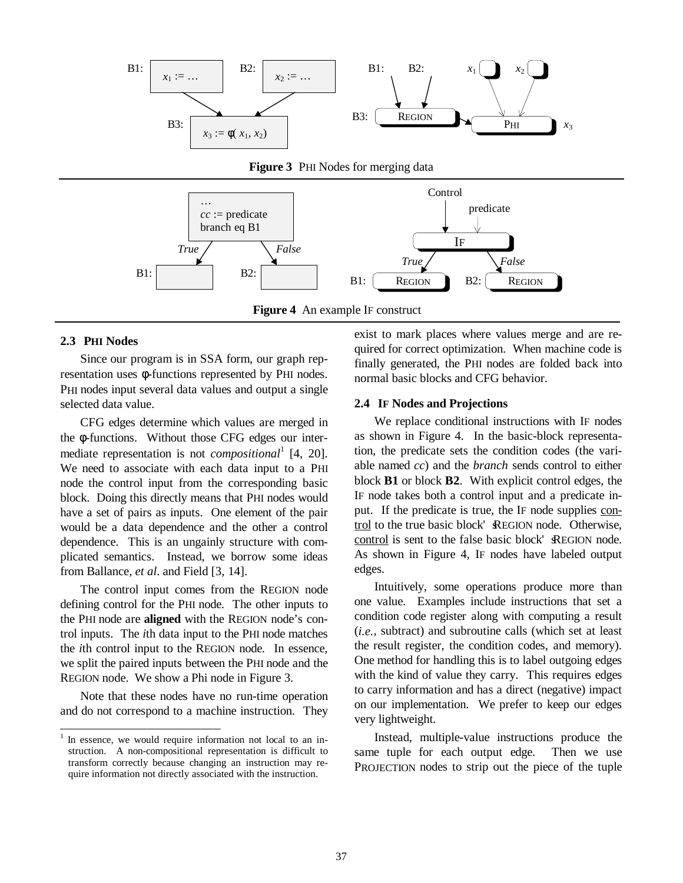**Figure 3** PHI Nodes for merging data

**Figure 4** An example IF construct

### 2.3 PHI Nodes

Since our program is in SSA form, our graph representation uses φ-functions represented by PHI nodes. PHI nodes input several data values and output a single selected data value.

CFG edges determine which values are merged in the φ-functions. Without those CFG edges our intermediate representation is not *compositional*[1] [4, 20]. We need to associate with each data input to a PHI node the control input from the corresponding basic block. Doing this directly means that PHI nodes would have a set of pairs as inputs. One element of the pair would be a data dependence and the other a control dependence. This is an ungainly structure with complicated semantics. Instead, we borrow some ideas from Ballance, *et al*. and Field [3, 14].

The control input comes from the REGION node defining control for the PHI node. The other inputs to the PHI node are **aligned** with the REGION node's control inputs. The *i*th data input to the PHI node matches the *i*th control input to the REGION node. In essence, we split the paired inputs between the PHI node and the REGION node. We show a Phi node in Figure 3.

Note that these nodes have no run-time operation and do not correspond to a machine instruction. They exist to mark places where values merge and are required for correct optimization. When machine code is finally generated, the PHI nodes are folded back into normal basic blocks and CFG behavior.

[1] In essence, we would require information not local to an instruction. A non-compositional representation is difficult to transform correctly because changing an instruction may require information not directly associated with the instruction.

### 2.4 IF Nodes and Projections

We replace conditional instructions with IF nodes as shown in Figure 4. In the basic-block representation, the predicate sets the condition codes (the variable named *cc*) and the *branch* sends control to either block **B1** or block **B2**. With explicit control edges, the IF node takes both a control input and a predicate input. If the predicate is true, the IF node supplies control to the true basic block's REGION node. Otherwise, control is sent to the false basic block's REGION node. As shown in Figure 4, IF nodes have labeled output edges.

Intuitively, some operations produce more than one value. Examples include instructions that set a condition code register along with computing a result (*i.e.*, subtract) and subroutine calls (which set at least the result register, the condition codes, and memory). One method for handling this is to label outgoing edges with the kind of value they carry. This requires edges to carry information and has a direct (negative) impact on our implementation. We prefer to keep our edges very lightweight.

Instead, multiple-value instructions produce the same tuple for each output edge. Then we use PROJECTION nodes to strip out the piece of the tuple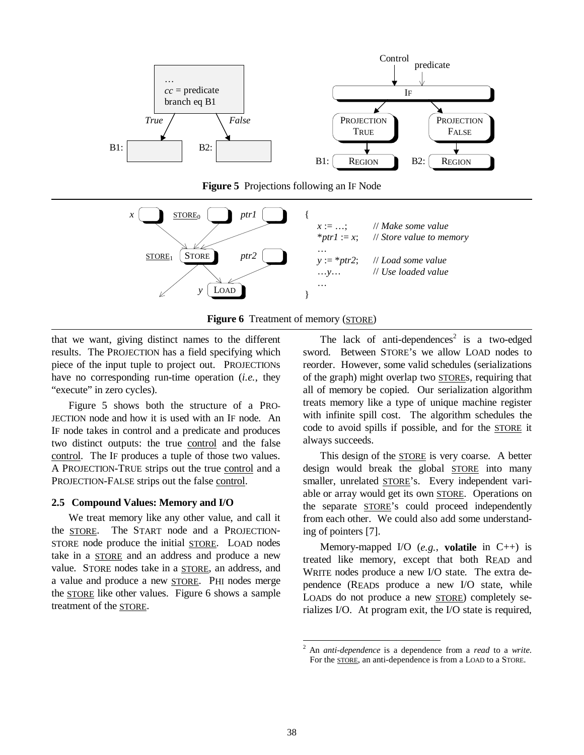**Figure 5** Projections following an IF Node

```
{
    x := …;         // Make some value
    *ptr1 := x;     // Store value to memory
    …
    y := *ptr2;     // Load some value
    …y…             // Use loaded value
    …
}
```

**Figure 6** Treatment of memory (STORE)

that we want, giving distinct names to the different results. The PROJECTION has a field specifying which piece of the input tuple to project out. PROJECTIONS have no corresponding run-time operation (*i.e.*, they "execute" in zero cycles).

Figure 5 shows both the structure of a PROJECTION node and how it is used with an IF node. An IF node takes in control and a predicate and produces two distinct outputs: the true control and the false control. The IF produces a tuple of those two values. A PROJECTION-TRUE strips out the true control and a PROJECTION-FALSE strips out the false control.

### 2.5 Compound Values: Memory and I/O

We treat memory like any other value, and call it the STORE. The START node and a PROJECTION-STORE node produce the initial STORE. LOAD nodes take in a STORE and an address and produce a new value. STORE nodes take in a STORE, an address, and a value and produce a new STORE. PHI nodes merge the STORE like other values. Figure 6 shows a sample treatment of the STORE.

The lack of anti-dependences[2] is a two-edged sword. Between STORE's we allow LOAD nodes to reorder. However, some valid schedules (serializations of the graph) might overlap two STOREs, requiring that all of memory be copied. Our serialization algorithm treats memory like a type of unique machine register with infinite spill cost. The algorithm schedules the code to avoid spills if possible, and for the STORE it always succeeds.

This design of the STORE is very coarse. A better design would break the global STORE into many smaller, unrelated STORE's. Every independent variable or array would get its own STORE. Operations on the separate STORE's could proceed independently from each other. We could also add some understanding of pointers [7].

Memory-mapped I/O (*e.g.*, **volatile** in C++) is treated like memory, except that both READ and WRITE nodes produce a new I/O state. The extra dependence (READs produce a new I/O state, while LOADs do not produce a new STORE) completely serializes I/O. At program exit, the I/O state is required,

[2] An *anti-dependence* is a dependence from a *read* to a *write*. For the STORE, an anti-dependence is from a LOAD to a STORE.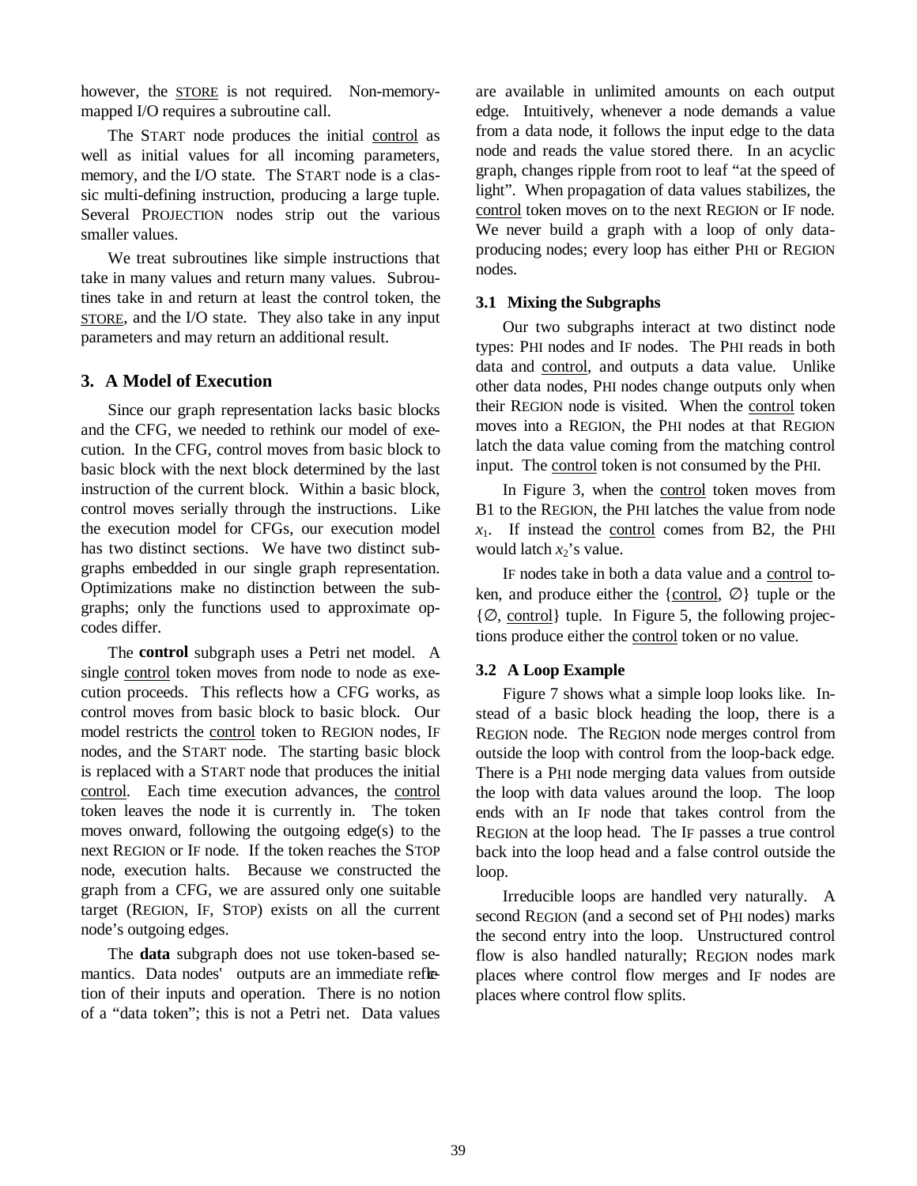however, the STORE is not required. Non-memory-mapped I/O requires a subroutine call.

The START node produces the initial control as well as initial values for all incoming parameters, memory, and the I/O state. The START node is a classic multi-defining instruction, producing a large tuple. Several PROJECTION nodes strip out the various smaller values.

We treat subroutines like simple instructions that take in many values and return many values. Subroutines take in and return at least the control token, the STORE, and the I/O state. They also take in any input parameters and may return an additional result.

## 3. A Model of Execution

Since our graph representation lacks basic blocks and the CFG, we needed to rethink our model of execution. In the CFG, control moves from basic block to basic block with the next block determined by the last instruction of the current block. Within a basic block, control moves serially through the instructions. Like the execution model for CFGs, our execution model has two distinct sections. We have two distinct subgraphs embedded in our single graph representation. Optimizations make no distinction between the subgraphs; only the functions used to approximate opcodes differ.

The **control** subgraph uses a Petri net model. A single control token moves from node to node as execution proceeds. This reflects how a CFG works, as control moves from basic block to basic block. Our model restricts the control token to REGION nodes, IF nodes, and the START node. The starting basic block is replaced with a START node that produces the initial control. Each time execution advances, the control token leaves the node it is currently in. The token moves onward, following the outgoing edge(s) to the next REGION or IF node. If the token reaches the STOP node, execution halts. Because we constructed the graph from a CFG, we are assured only one suitable target (REGION, IF, STOP) exists on all the current node's outgoing edges.

The **data** subgraph does not use token-based semantics. Data nodes' outputs are an immediate reflection of their inputs and operation. There is no notion of a "data token"; this is not a Petri net. Data values are available in unlimited amounts on each output edge. Intuitively, whenever a node demands a value from a data node, it follows the input edge to the data node and reads the value stored there. In an acyclic graph, changes ripple from root to leaf "at the speed of light". When propagation of data values stabilizes, the control token moves on to the next REGION or IF node. We never build a graph with a loop of only data-producing nodes; every loop has either PHI or REGION nodes.

### 3.1 Mixing the Subgraphs

Our two subgraphs interact at two distinct node types: PHI nodes and IF nodes. The PHI reads in both data and control, and outputs a data value. Unlike other data nodes, PHI nodes change outputs only when their REGION node is visited. When the control token moves into a REGION, the PHI nodes at that REGION latch the data value coming from the matching control input. The control token is not consumed by the PHI.

In Figure 3, when the control token moves from B1 to the REGION, the PHI latches the value from node $x_1$. If instead the control comes from B2, the PHI would latch $x_2$'s value.

IF nodes take in both a data value and a control token, and produce either the {control, ∅} tuple or the {∅, control} tuple. In Figure 5, the following projections produce either the control token or no value.

### 3.2 A Loop Example

Figure 7 shows what a simple loop looks like. Instead of a basic block heading the loop, there is a REGION node. The REGION node merges control from outside the loop with control from the loop-back edge. There is a PHI node merging data values from outside the loop with data values around the loop. The loop ends with an IF node that takes control from the REGION at the loop head. The IF passes a true control back into the loop head and a false control outside the loop.

Irreducible loops are handled very naturally. A second REGION (and a second set of PHI nodes) marks the second entry into the loop. Unstructured control flow is also handled naturally; REGION nodes mark places where control flow merges and IF nodes are places where control flow splits.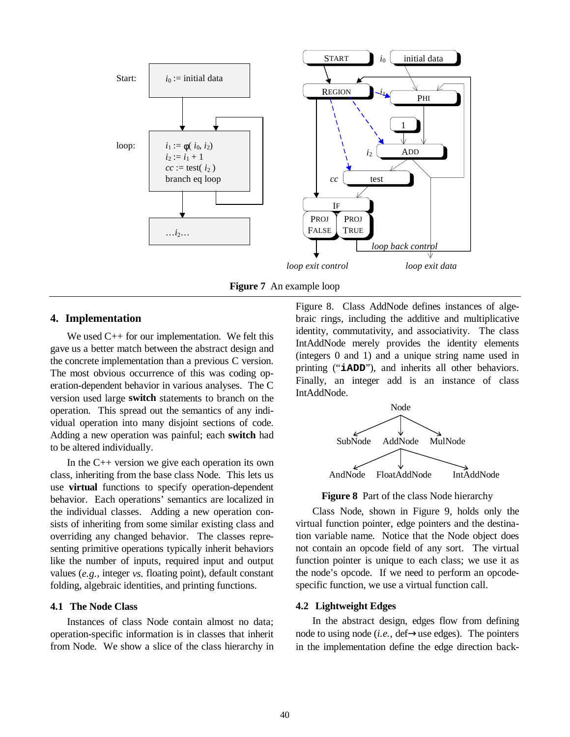**Figure 7** An example loop

## 4. Implementation

We used C++ for our implementation. We felt this gave us a better match between the abstract design and the concrete implementation than a previous C version. The most obvious occurrence of this was coding operation-dependent behavior in various analyses. The C version used large **switch** statements to branch on the operation. This spread out the semantics of any individual operation into many disjoint sections of code. Adding a new operation was painful; each **switch** had to be altered individually.

In the C++ version we give each operation its own class, inheriting from the base class Node. This lets us use **virtual** functions to specify operation-dependent behavior. Each operations' semantics are localized in the individual classes. Adding a new operation consists of inheriting from some similar existing class and overriding any changed behavior. The classes representing primitive operations typically inherit behaviors like the number of inputs, required input and output values (*e.g.*, integer *vs.* floating point), default constant folding, algebraic identities, and printing functions.

### 4.1 The Node Class

Instances of class Node contain almost no data; operation-specific information is in classes that inherit from Node. We show a slice of the class hierarchy in Figure 8. Class AddNode defines instances of algebraic rings, including the additive and multiplicative identity, commutativity, and associativity. The class IntAddNode merely provides the identity elements (integers 0 and 1) and a unique string name used in printing ("**iADD**"), and inherits all other behaviors. Finally, an integer add is an instance of class IntAddNode.

**Figure 8** Part of the class Node hierarchy

Class Node, shown in Figure 9, holds only the virtual function pointer, edge pointers and the destination variable name. Notice that the Node object does not contain an opcode field of any sort. The virtual function pointer is unique to each class; we use it as the node's opcode. If we need to perform an opcode-specific function, we use a virtual function call.

### 4.2 Lightweight Edges

In the abstract design, edges flow from defining node to using node (*i.e.*, def→use edges). The pointers in the implementation define the edge direction back-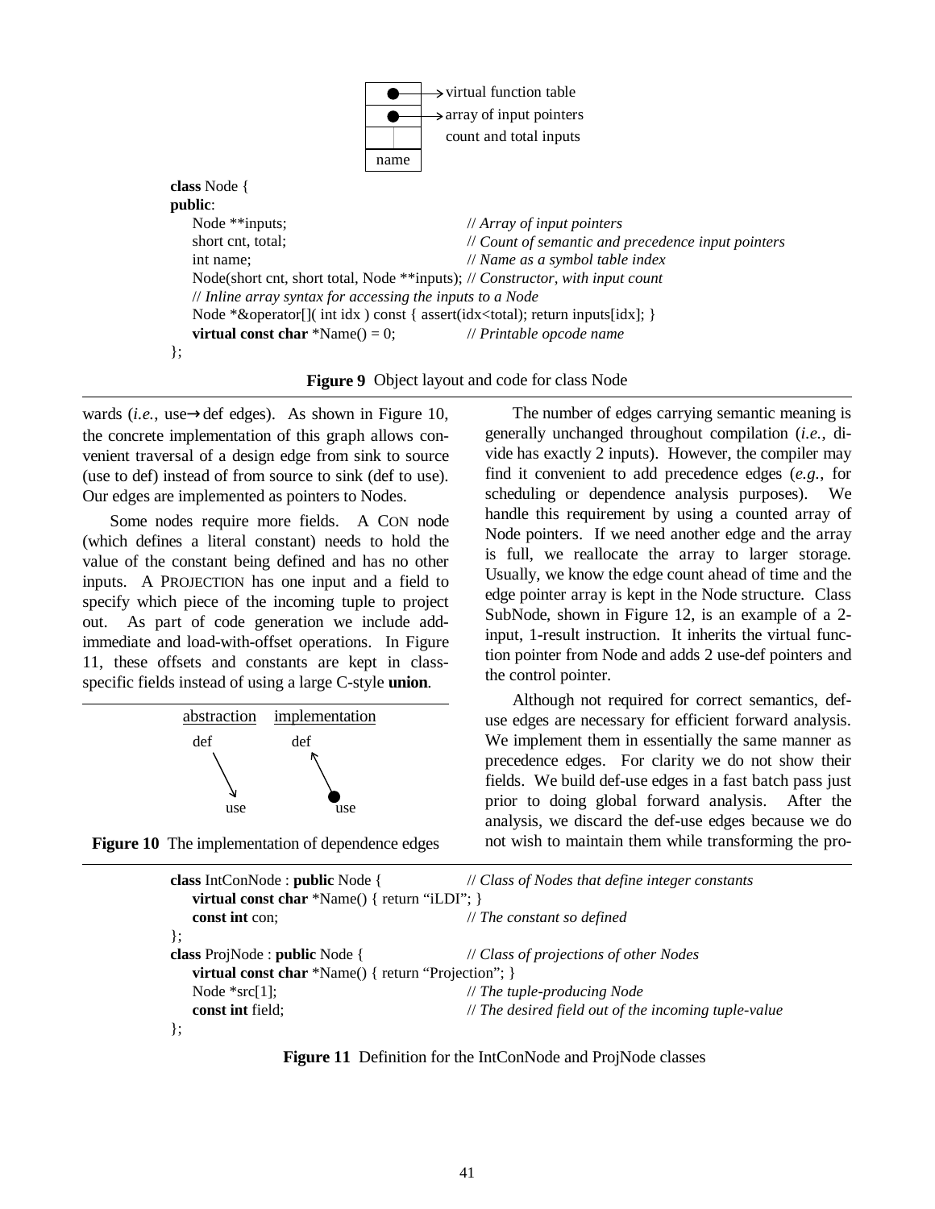```
[virtual function table]
[array of input pointers]
[count and total inputs]
[name]
```

```
class Node {
public:
    Node **inputs;                          // Array of input pointers
    short cnt, total;                       // Count of semantic and precedence input pointers
    int name;                               // Name as a symbol table index
    Node(short cnt, short total, Node **inputs); // Constructor, with input count
    // Inline array syntax for accessing the inputs to a Node
    Node *&operator[]( int idx ) const { assert(idx<total); return inputs[idx]; }
    virtual const char *Name() = 0;         // Printable opcode name
};
```

**Figure 9** Object layout and code for class Node

wards (*i.e.*, use→def edges). As shown in Figure 10, the concrete implementation of this graph allows convenient traversal of a design edge from sink to source (use to def) instead of from source to sink (def to use). Our edges are implemented as pointers to Nodes.

Some nodes require more fields. A CON node (which defines a literal constant) needs to hold the value of the constant being defined and has no other inputs. A PROJECTION has one input and a field to specify which piece of the incoming tuple to project out. As part of code generation we include add-immediate and load-with-offset operations. In Figure 11, these offsets and constants are kept in class-specific fields instead of using a large C-style **union**.

| abstraction | implementation |
|---|---|
| def → use | def ← use |

**Figure 10** The implementation of dependence edges

The number of edges carrying semantic meaning is generally unchanged throughout compilation (*i.e.*, divide has exactly 2 inputs). However, the compiler may find it convenient to add precedence edges (*e.g.*, for scheduling or dependence analysis purposes). We handle this requirement by using a counted array of Node pointers. If we need another edge and the array is full, we reallocate the array to larger storage. Usually, we know the edge count ahead of time and the edge pointer array is kept in the Node structure. Class SubNode, shown in Figure 12, is an example of a 2-input, 1-result instruction. It inherits the virtual function pointer from Node and adds 2 use-def pointers and the control pointer.

Although not required for correct semantics, def-use edges are necessary for efficient forward analysis. We implement them in essentially the same manner as precedence edges. For clarity we do not show their fields. We build def-use edges in a fast batch pass just prior to doing global forward analysis. After the analysis, we discard the def-use edges because we do not wish to maintain them while transforming the pro-

```
class IntConNode : public Node {           // Class of Nodes that define integer constants
    virtual const char *Name() { return "iLDI"; }
    const int con;                          // The constant so defined
};
class ProjNode : public Node {              // Class of projections of other Nodes
    virtual const char *Name() { return "Projection"; }
    Node *src[1];                           // The tuple-producing Node
    const int field;                        // The desired field out of the incoming tuple-value
};
```

**Figure 11** Definition for the IntConNode and ProjNode classes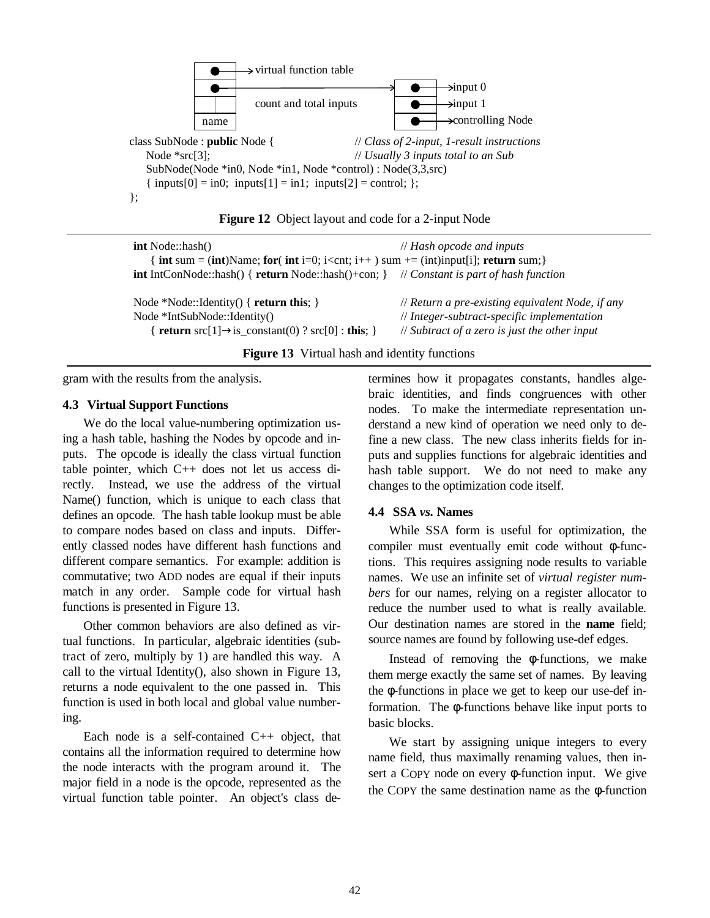virtual function table

count and total inputs

name

input 0

input 1

controlling Node

```
class SubNode : public Node {                       // Class of 2-input, 1-result instructions
    Node *src[3];                                   // Usually 3 inputs total to an Sub
    SubNode(Node *in0, Node *in1, Node *control) : Node(3,3,src)
    { inputs[0] = in0;  inputs[1] = in1;  inputs[2] = control; };
};
```

**Figure 12** Object layout and code for a 2-input Node

```
int Node::hash()                                    // Hash opcode and inputs
    { int sum = (int)Name; for( int i=0; i<cnt; i++ ) sum += (int)input[i]; return sum;}
int IntConNode::hash() { return Node::hash()+con; } // Constant is part of hash function

Node *Node::Identity() { return this; }             // Return a pre-existing equivalent Node, if any
Node *IntSubNode::Identity()                        // Integer-subtract-specific implementation
    { return src[1]→is_constant(0) ? src[0] : this; } // Subtract of a zero is just the other input
```

**Figure 13** Virtual hash and identity functions

gram with the results from the analysis.

### 4.3 Virtual Support Functions

We do the local value-numbering optimization using a hash table, hashing the Nodes by opcode and inputs. The opcode is ideally the class virtual function table pointer, which C++ does not let us access directly. Instead, we use the address of the virtual Name() function, which is unique to each class that defines an opcode. The hash table lookup must be able to compare nodes based on class and inputs. Differently classed nodes have different hash functions and different compare semantics. For example: addition is commutative; two ADD nodes are equal if their inputs match in any order. Sample code for virtual hash functions is presented in Figure 13.

Other common behaviors are also defined as virtual functions. In particular, algebraic identities (subtract of zero, multiply by 1) are handled this way. A call to the virtual Identity(), also shown in Figure 13, returns a node equivalent to the one passed in. This function is used in both local and global value numbering.

Each node is a self-contained C++ object, that contains all the information required to determine how the node interacts with the program around it. The major field in a node is the opcode, represented as the virtual function table pointer. An object's class determines how it propagates constants, handles algebraic identities, and finds congruences with other nodes. To make the intermediate representation understand a new kind of operation we need only to define a new class. The new class inherits fields for inputs and supplies functions for algebraic identities and hash table support. We do not need to make any changes to the optimization code itself.

### 4.4 SSA *vs.* Names

While SSA form is useful for optimization, the compiler must eventually emit code without φ-functions. This requires assigning node results to variable names. We use an infinite set of *virtual register numbers* for our names, relying on a register allocator to reduce the number used to what is really available. Our destination names are stored in the **name** field; source names are found by following use-def edges.

Instead of removing the φ-functions, we make them merge exactly the same set of names. By leaving the φ-functions in place we get to keep our use-def information. The φ-functions behave like input ports to basic blocks.

We start by assigning unique integers to every name field, thus maximally renaming values, then insert a COPY node on every φ-function input. We give the COPY the same destination name as the φ-function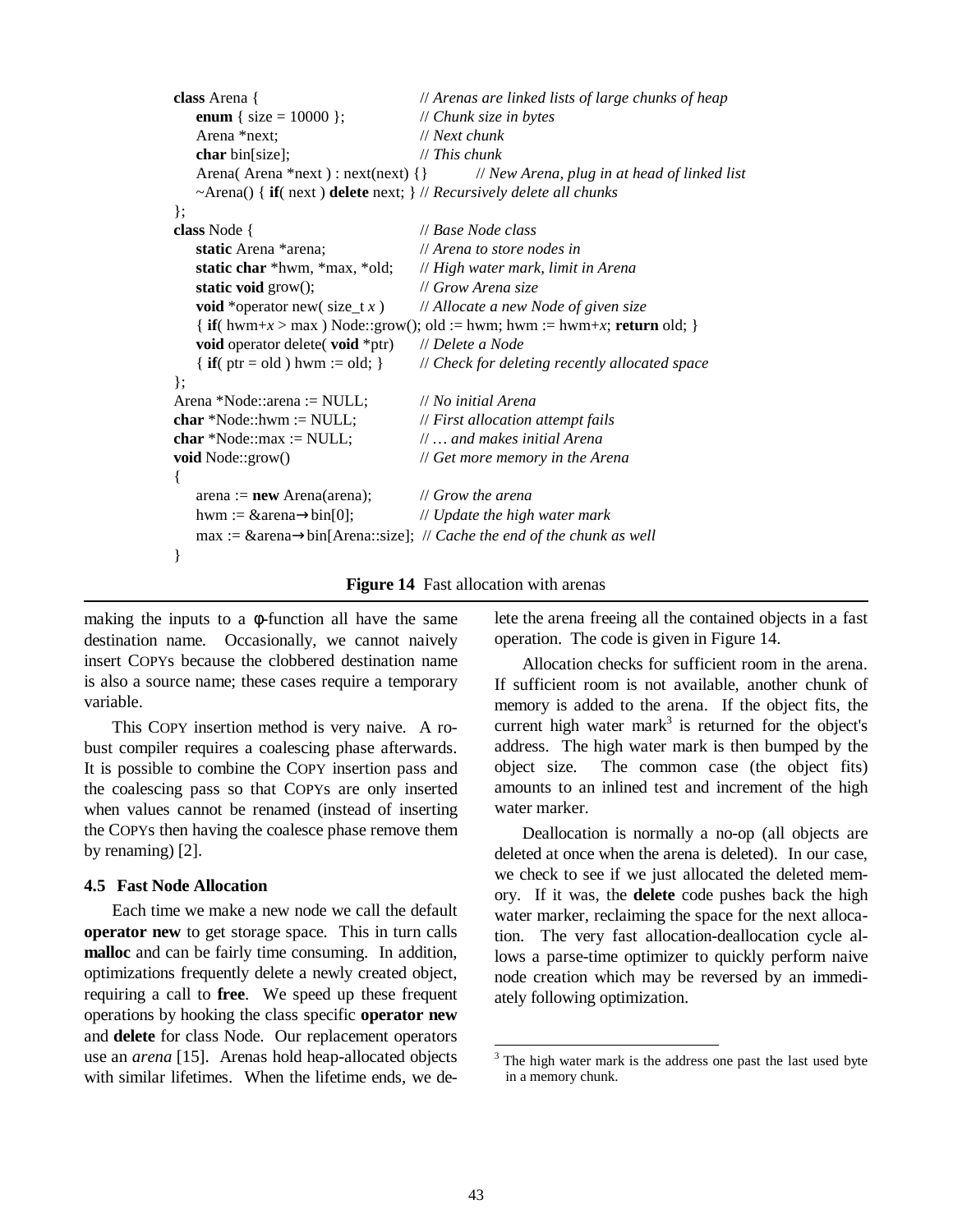```
class Arena {                           // Arenas are linked lists of large chunks of heap
    enum { size = 10000 };              // Chunk size in bytes
    Arena *next;                        // Next chunk
    char bin[size];                     // This chunk
    Arena( Arena *next ) : next(next) {}        // New Arena, plug in at head of linked list
    ~Arena() { if( next ) delete next; } // Recursively delete all chunks
};
class Node {                            // Base Node class
    static Arena *arena;                // Arena to store nodes in
    static char *hwm, *max, *old;       // High water mark, limit in Arena
    static void grow();                 // Grow Arena size
    void *operator new( size_t x )      // Allocate a new Node of given size
    { if( hwm+x > max ) Node::grow(); old := hwm; hwm := hwm+x; return old; }
    void operator delete( void *ptr)    // Delete a Node
    { if( ptr = old ) hwm := old; }     // Check for deleting recently allocated space
};
Arena *Node::arena := NULL;             // No initial Arena
char *Node::hwm := NULL;                // First allocation attempt fails
char *Node::max := NULL;                // … and makes initial Arena
void Node::grow()                       // Get more memory in the Arena
{
    arena := new Arena(arena);          // Grow the arena
    hwm := &arena→bin[0];               // Update the high water mark
    max := &arena→bin[Arena::size];  // Cache the end of the chunk as well
}
```

**Figure 14** Fast allocation with arenas

making the inputs to a φ-function all have the same destination name. Occasionally, we cannot naively insert COPYs because the clobbered destination name is also a source name; these cases require a temporary variable.

This COPY insertion method is very naive. A robust compiler requires a coalescing phase afterwards. It is possible to combine the COPY insertion pass and the coalescing pass so that COPYs are only inserted when values cannot be renamed (instead of inserting the COPYs then having the coalesce phase remove them by renaming) [2].

### 4.5 Fast Node Allocation

Each time we make a new node we call the default **operator new** to get storage space. This in turn calls **malloc** and can be fairly time consuming. In addition, optimizations frequently delete a newly created object, requiring a call to **free**. We speed up these frequent operations by hooking the class specific **operator new** and **delete** for class Node. Our replacement operators use an *arena* [15]. Arenas hold heap-allocated objects with similar lifetimes. When the lifetime ends, we delete the arena freeing all the contained objects in a fast operation. The code is given in Figure 14.

Allocation checks for sufficient room in the arena. If sufficient room is not available, another chunk of memory is added to the arena. If the object fits, the current high water mark[3] is returned for the object's address. The high water mark is then bumped by the object size. The common case (the object fits) amounts to an inlined test and increment of the high water marker.

Deallocation is normally a no-op (all objects are deleted at once when the arena is deleted). In our case, we check to see if we just allocated the deleted memory. If it was, the **delete** code pushes back the high water marker, reclaiming the space for the next allocation. The very fast allocation-deallocation cycle allows a parse-time optimizer to quickly perform naive node creation which may be reversed by an immediately following optimization.

[3] The high water mark is the address one past the last used byte in a memory chunk.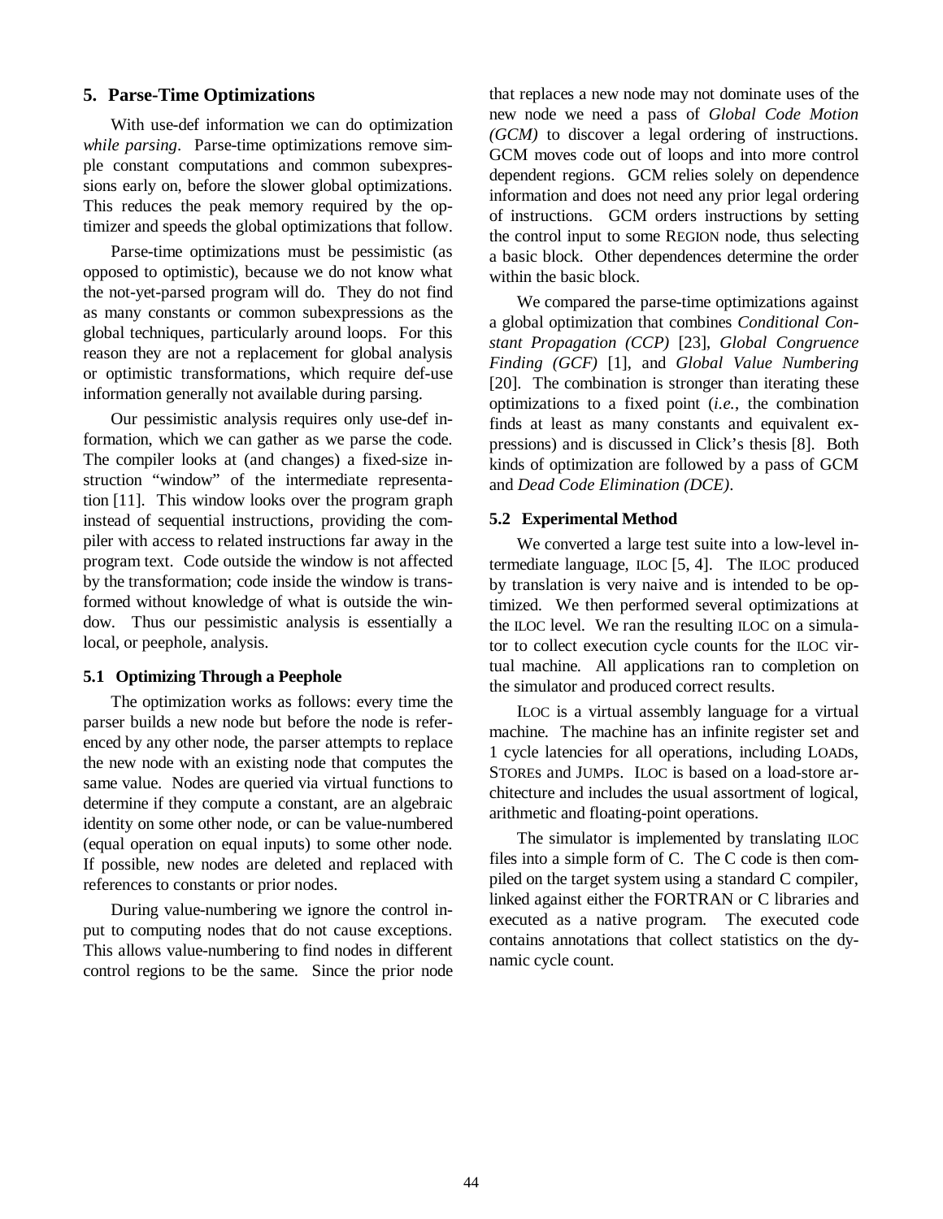## 5. Parse-Time Optimizations

With use-def information we can do optimization *while parsing*. Parse-time optimizations remove simple constant computations and common subexpressions early on, before the slower global optimizations. This reduces the peak memory required by the optimizer and speeds the global optimizations that follow.

Parse-time optimizations must be pessimistic (as opposed to optimistic), because we do not know what the not-yet-parsed program will do. They do not find as many constants or common subexpressions as the global techniques, particularly around loops. For this reason they are not a replacement for global analysis or optimistic transformations, which require def-use information generally not available during parsing.

Our pessimistic analysis requires only use-def information, which we can gather as we parse the code. The compiler looks at (and changes) a fixed-size instruction "window" of the intermediate representation [11]. This window looks over the program graph instead of sequential instructions, providing the compiler with access to related instructions far away in the program text. Code outside the window is not affected by the transformation; code inside the window is transformed without knowledge of what is outside the window. Thus our pessimistic analysis is essentially a local, or peephole, analysis.

### 5.1 Optimizing Through a Peephole

The optimization works as follows: every time the parser builds a new node but before the node is referenced by any other node, the parser attempts to replace the new node with an existing node that computes the same value. Nodes are queried via virtual functions to determine if they compute a constant, are an algebraic identity on some other node, or can be value-numbered (equal operation on equal inputs) to some other node. If possible, new nodes are deleted and replaced with references to constants or prior nodes.

During value-numbering we ignore the control input to computing nodes that do not cause exceptions. This allows value-numbering to find nodes in different control regions to be the same. Since the prior node that replaces a new node may not dominate uses of the new node we need a pass of *Global Code Motion (GCM)* to discover a legal ordering of instructions. GCM moves code out of loops and into more control dependent regions. GCM relies solely on dependence information and does not need any prior legal ordering of instructions. GCM orders instructions by setting the control input to some REGION node, thus selecting a basic block. Other dependences determine the order within the basic block.

We compared the parse-time optimizations against a global optimization that combines *Conditional Constant Propagation (CCP)* [23], *Global Congruence Finding (GCF)* [1], and *Global Value Numbering* [20]. The combination is stronger than iterating these optimizations to a fixed point (*i.e.*, the combination finds at least as many constants and equivalent expressions) and is discussed in Click's thesis [8]. Both kinds of optimization are followed by a pass of GCM and *Dead Code Elimination (DCE)*.

### 5.2 Experimental Method

We converted a large test suite into a low-level intermediate language, ILOC [5, 4]. The ILOC produced by translation is very naive and is intended to be optimized. We then performed several optimizations at the ILOC level. We ran the resulting ILOC on a simulator to collect execution cycle counts for the ILOC virtual machine. All applications ran to completion on the simulator and produced correct results.

ILOC is a virtual assembly language for a virtual machine. The machine has an infinite register set and 1 cycle latencies for all operations, including LOADs, STOREs and JUMPs. ILOC is based on a load-store architecture and includes the usual assortment of logical, arithmetic and floating-point operations.

The simulator is implemented by translating ILOC files into a simple form of C. The C code is then compiled on the target system using a standard C compiler, linked against either the FORTRAN or C libraries and executed as a native program. The executed code contains annotations that collect statistics on the dynamic cycle count.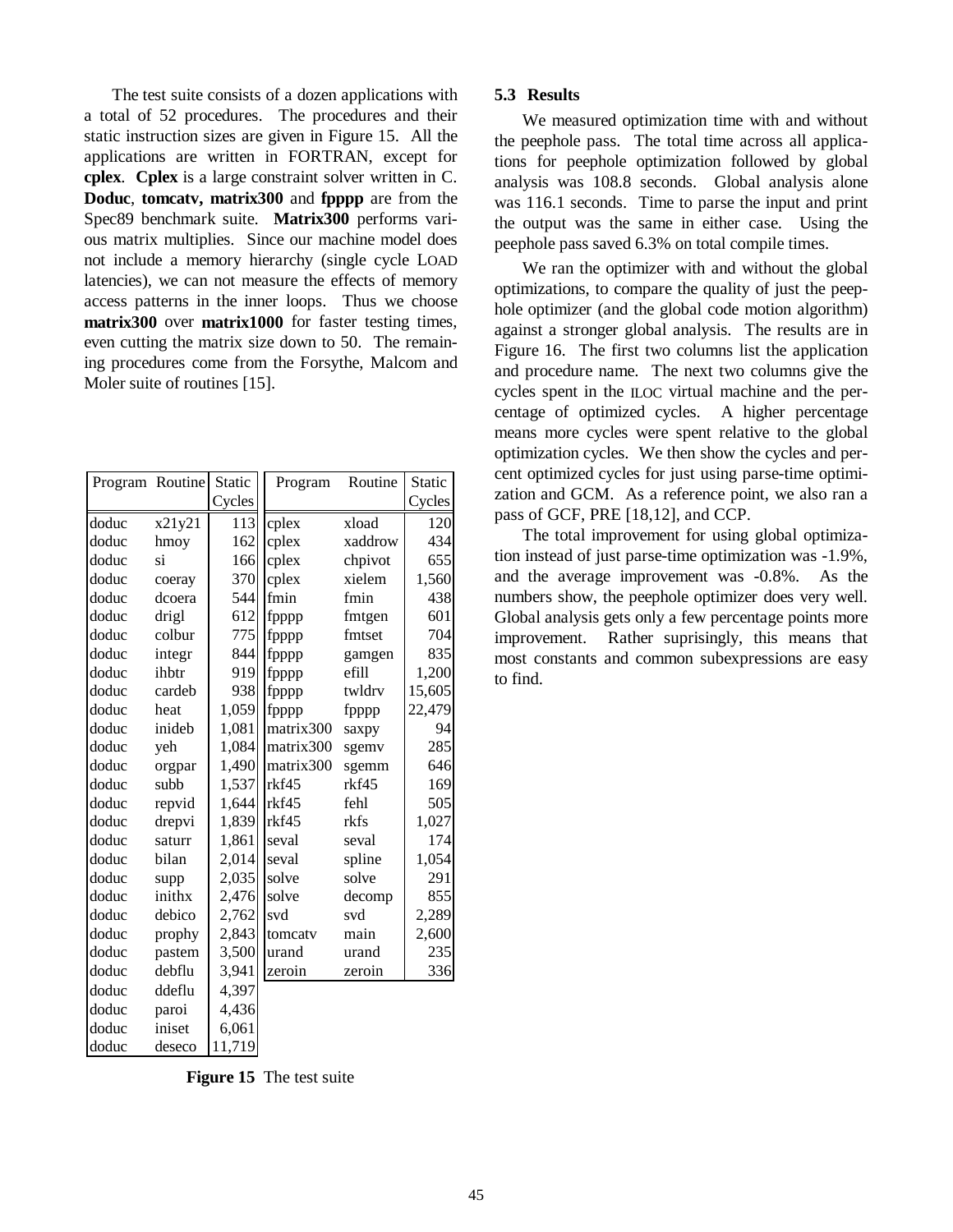The test suite consists of a dozen applications with a total of 52 procedures. The procedures and their static instruction sizes are given in Figure 15. All the applications are written in FORTRAN, except for **cplex**. **Cplex** is a large constraint solver written in C. **Doduc**, **tomcatv, matrix300** and **fpppp** are from the Spec89 benchmark suite. **Matrix300** performs various matrix multiplies. Since our machine model does not include a memory hierarchy (single cycle LOAD latencies), we can not measure the effects of memory access patterns in the inner loops. Thus we choose **matrix300** over **matrix1000** for faster testing times, even cutting the matrix size down to 50. The remaining procedures come from the Forsythe, Malcom and Moler suite of routines [15].

| Program | Routine | Static Cycles | Program | Routine | Static Cycles |
|---|---|---|---|---|---|
| doduc | x21y21 | 113 | cplex | xload | 120 |
| doduc | hmoy | 162 | cplex | xaddrow | 434 |
| doduc | si | 166 | cplex | chpivot | 655 |
| doduc | coeray | 370 | cplex | xielem | 1,560 |
| doduc | dcoera | 544 | fmin | fmin | 438 |
| doduc | drigl | 612 | fpppp | fmtgen | 601 |
| doduc | colbur | 775 | fpppp | fmtset | 704 |
| doduc | integr | 844 | fpppp | gamgen | 835 |
| doduc | ihbtr | 919 | fpppp | efill | 1,200 |
| doduc | cardeb | 938 | fpppp | twldrv | 15,605 |
| doduc | heat | 1,059 | fpppp | fpppp | 22,479 |
| doduc | inideb | 1,081 | matrix300 | saxpy | 94 |
| doduc | yeh | 1,084 | matrix300 | sgemv | 285 |
| doduc | orgpar | 1,490 | matrix300 | sgemm | 646 |
| doduc | subb | 1,537 | rkf45 | rkf45 | 169 |
| doduc | repvid | 1,644 | rkf45 | fehl | 505 |
| doduc | drepvi | 1,839 | rkf45 | rkfs | 1,027 |
| doduc | saturr | 1,861 | seval | seval | 174 |
| doduc | bilan | 2,014 | seval | spline | 1,054 |
| doduc | supp | 2,035 | solve | solve | 291 |
| doduc | inithx | 2,476 | solve | decomp | 855 |
| doduc | debico | 2,762 | svd | svd | 2,289 |
| doduc | prophy | 2,843 | tomcatv | main | 2,600 |
| doduc | pastem | 3,500 | urand | urand | 235 |
| doduc | debflu | 3,941 | zeroin | zeroin | 336 |
| doduc | ddeflu | 4,397 | | | |
| doduc | paroi | 4,436 | | | |
| doduc | iniset | 6,061 | | | |
| doduc | deseco | 11,719 | | | |

**Figure 15** The test suite

### 5.3 Results

We measured optimization time with and without the peephole pass. The total time across all applications for peephole optimization followed by global analysis was 108.8 seconds. Global analysis alone was 116.1 seconds. Time to parse the input and print the output was the same in either case. Using the peephole pass saved 6.3% on total compile times.

We ran the optimizer with and without the global optimizations, to compare the quality of just the peephole optimizer (and the global code motion algorithm) against a stronger global analysis. The results are in Figure 16. The first two columns list the application and procedure name. The next two columns give the cycles spent in the ILOC virtual machine and the percentage of optimized cycles. A higher percentage means more cycles were spent relative to the global optimization cycles. We then show the cycles and percent optimized cycles for just using parse-time optimization and GCM. As a reference point, we also ran a pass of GCF, PRE [18,12], and CCP.

The total improvement for using global optimization instead of just parse-time optimization was -1.9%, and the average improvement was -0.8%. As the numbers show, the peephole optimizer does very well. Global analysis gets only a few percentage points more improvement. Rather suprisingly, this means that most constants and common subexpressions are easy to find.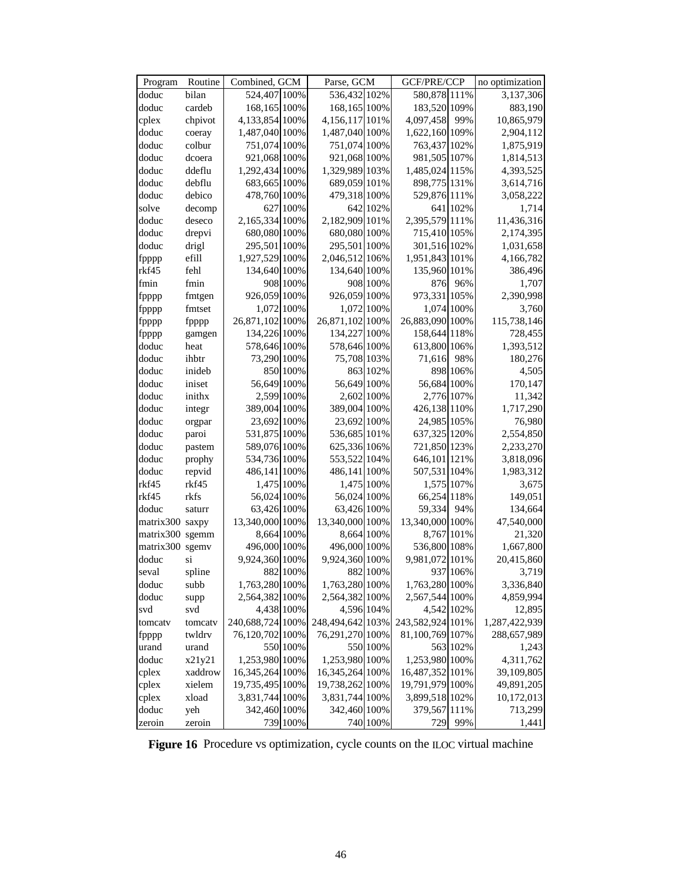| Program | Routine | Combined, GCM | | Parse, GCM | | GCF/PRE/CCP | | no optimization |
|---|---|---|---|---|---|---|---|---|
| doduc | bilan | 524,407 | 100% | 536,432 | 102% | 580,878 | 111% | 3,137,306 |
| doduc | cardeb | 168,165 | 100% | 168,165 | 100% | 183,520 | 109% | 883,190 |
| cplex | chpivot | 4,133,854 | 100% | 4,156,117 | 101% | 4,097,458 | 99% | 10,865,979 |
| doduc | coeray | 1,487,040 | 100% | 1,487,040 | 100% | 1,622,160 | 109% | 2,904,112 |
| doduc | colbur | 751,074 | 100% | 751,074 | 100% | 763,437 | 102% | 1,875,919 |
| doduc | dcoera | 921,068 | 100% | 921,068 | 100% | 981,505 | 107% | 1,814,513 |
| doduc | ddeflu | 1,292,434 | 100% | 1,329,989 | 103% | 1,485,024 | 115% | 4,393,525 |
| doduc | debflu | 683,665 | 100% | 689,059 | 101% | 898,775 | 131% | 3,614,716 |
| doduc | debico | 478,760 | 100% | 479,318 | 100% | 529,876 | 111% | 3,058,222 |
| solve | decomp | 627 | 100% | 642 | 102% | 641 | 102% | 1,714 |
| doduc | deseco | 2,165,334 | 100% | 2,182,909 | 101% | 2,395,579 | 111% | 11,436,316 |
| doduc | drepvi | 680,080 | 100% | 680,080 | 100% | 715,410 | 105% | 2,174,395 |
| doduc | drigl | 295,501 | 100% | 295,501 | 100% | 301,516 | 102% | 1,031,658 |
| fpppp | efill | 1,927,529 | 100% | 2,046,512 | 106% | 1,951,843 | 101% | 4,166,782 |
| rkf45 | fehl | 134,640 | 100% | 134,640 | 100% | 135,960 | 101% | 386,496 |
| fmin | fmin | 908 | 100% | 908 | 100% | 876 | 96% | 1,707 |
| fpppp | fmtgen | 926,059 | 100% | 926,059 | 100% | 973,331 | 105% | 2,390,998 |
| fpppp | fmtset | 1,072 | 100% | 1,072 | 100% | 1,074 | 100% | 3,760 |
| fpppp | fpppp | 26,871,102 | 100% | 26,871,102 | 100% | 26,883,090 | 100% | 115,738,146 |
| fpppp | gamgen | 134,226 | 100% | 134,227 | 100% | 158,644 | 118% | 728,455 |
| doduc | heat | 578,646 | 100% | 578,646 | 100% | 613,800 | 106% | 1,393,512 |
| doduc | ihbtr | 73,290 | 100% | 75,708 | 103% | 71,616 | 98% | 180,276 |
| doduc | inideb | 850 | 100% | 863 | 102% | 898 | 106% | 4,505 |
| doduc | iniset | 56,649 | 100% | 56,649 | 100% | 56,684 | 100% | 170,147 |
| doduc | inithx | 2,599 | 100% | 2,602 | 100% | 2,776 | 107% | 11,342 |
| doduc | integr | 389,004 | 100% | 389,004 | 100% | 426,138 | 110% | 1,717,290 |
| doduc | orgpar | 23,692 | 100% | 23,692 | 100% | 24,985 | 105% | 76,980 |
| doduc | paroi | 531,875 | 100% | 536,685 | 101% | 637,325 | 120% | 2,554,850 |
| doduc | pastem | 589,076 | 100% | 625,336 | 106% | 721,850 | 123% | 2,233,270 |
| doduc | prophy | 534,736 | 100% | 553,522 | 104% | 646,101 | 121% | 3,818,096 |
| doduc | repvid | 486,141 | 100% | 486,141 | 100% | 507,531 | 104% | 1,983,312 |
| rkf45 | rkf45 | 1,475 | 100% | 1,475 | 100% | 1,575 | 107% | 3,675 |
| rkf45 | rkfs | 56,024 | 100% | 56,024 | 100% | 66,254 | 118% | 149,051 |
| doduc | saturr | 63,426 | 100% | 63,426 | 100% | 59,334 | 94% | 134,664 |
| matrix300 | saxpy | 13,340,000 | 100% | 13,340,000 | 100% | 13,340,000 | 100% | 47,540,000 |
| matrix300 | sgemm | 8,664 | 100% | 8,664 | 100% | 8,767 | 101% | 21,320 |
| matrix300 | sgemv | 496,000 | 100% | 496,000 | 100% | 536,800 | 108% | 1,667,800 |
| doduc | si | 9,924,360 | 100% | 9,924,360 | 100% | 9,981,072 | 101% | 20,415,860 |
| seval | spline | 882 | 100% | 882 | 100% | 937 | 106% | 3,719 |
| doduc | subb | 1,763,280 | 100% | 1,763,280 | 100% | 1,763,280 | 100% | 3,336,840 |
| doduc | supp | 2,564,382 | 100% | 2,564,382 | 100% | 2,567,544 | 100% | 4,859,994 |
| svd | svd | 4,438 | 100% | 4,596 | 104% | 4,542 | 102% | 12,895 |
| tomcatv | tomcatv | 240,688,724 | 100% | 248,494,642 | 103% | 243,582,924 | 101% | 1,287,422,939 |
| fpppp | twldrv | 76,120,702 | 100% | 76,291,270 | 100% | 81,100,769 | 107% | 288,657,989 |
| urand | urand | 550 | 100% | 550 | 100% | 563 | 102% | 1,243 |
| doduc | x21y21 | 1,253,980 | 100% | 1,253,980 | 100% | 1,253,980 | 100% | 4,311,762 |
| cplex | xaddrow | 16,345,264 | 100% | 16,345,264 | 100% | 16,487,352 | 101% | 39,109,805 |
| cplex | xielem | 19,735,495 | 100% | 19,738,262 | 100% | 19,791,979 | 100% | 49,891,205 |
| cplex | xload | 3,831,744 | 100% | 3,831,744 | 100% | 3,899,518 | 102% | 10,172,013 |
| doduc | yeh | 342,460 | 100% | 342,460 | 100% | 379,567 | 111% | 713,299 |
| zeroin | zeroin | 739 | 100% | 740 | 100% | 729 | 99% | 1,441 |

**Figure 16** Procedure vs optimization, cycle counts on the ILOC virtual machine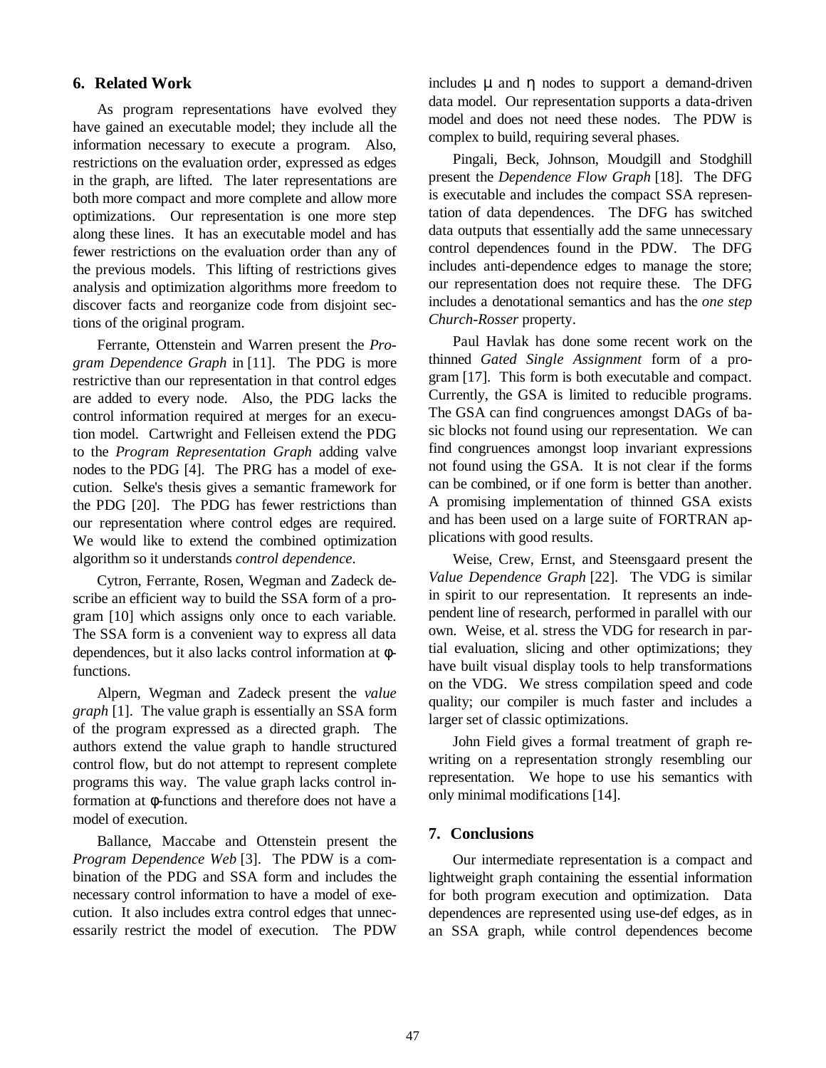## 6. Related Work

As program representations have evolved they have gained an executable model; they include all the information necessary to execute a program. Also, restrictions on the evaluation order, expressed as edges in the graph, are lifted. The later representations are both more compact and more complete and allow more optimizations. Our representation is one more step along these lines. It has an executable model and has fewer restrictions on the evaluation order than any of the previous models. This lifting of restrictions gives analysis and optimization algorithms more freedom to discover facts and reorganize code from disjoint sections of the original program.

Ferrante, Ottenstein and Warren present the *Program Dependence Graph* in [11]. The PDG is more restrictive than our representation in that control edges are added to every node. Also, the PDG lacks the control information required at merges for an execution model. Cartwright and Felleisen extend the PDG to the *Program Representation Graph* adding valve nodes to the PDG [4]. The PRG has a model of execution. Selke's thesis gives a semantic framework for the PDG [20]. The PDG has fewer restrictions than our representation where control edges are required. We would like to extend the combined optimization algorithm so it understands *control dependence*.

Cytron, Ferrante, Rosen, Wegman and Zadeck describe an efficient way to build the SSA form of a program [10] which assigns only once to each variable. The SSA form is a convenient way to express all data dependences, but it also lacks control information at $\phi$-functions.

Alpern, Wegman and Zadeck present the *value graph* [1]. The value graph is essentially an SSA form of the program expressed as a directed graph. The authors extend the value graph to handle structured control flow, but do not attempt to represent complete programs this way. The value graph lacks control information at $\phi$-functions and therefore does not have a model of execution.

Ballance, Maccabe and Ottenstein present the *Program Dependence Web* [3]. The PDW is a combination of the PDG and SSA form and includes the necessary control information to have a model of execution. It also includes extra control edges that unnecessarily restrict the model of execution. The PDW includes $\mu$ and $\eta$ nodes to support a demand-driven data model. Our representation supports a data-driven model and does not need these nodes. The PDW is complex to build, requiring several phases.

Pingali, Beck, Johnson, Moudgill and Stodghill present the *Dependence Flow Graph* [18]. The DFG is executable and includes the compact SSA representation of data dependences. The DFG has switched data outputs that essentially add the same unnecessary control dependences found in the PDW. The DFG includes anti-dependence edges to manage the store; our representation does not require these. The DFG includes a denotational semantics and has the *one step Church-Rosser* property.

Paul Havlak has done some recent work on the thinned *Gated Single Assignment* form of a program [17]. This form is both executable and compact. Currently, the GSA is limited to reducible programs. The GSA can find congruences amongst DAGs of basic blocks not found using our representation. We can find congruences amongst loop invariant expressions not found using the GSA. It is not clear if the forms can be combined, or if one form is better than another. A promising implementation of thinned GSA exists and has been used on a large suite of FORTRAN applications with good results.

Weise, Crew, Ernst, and Steensgaard present the *Value Dependence Graph* [22]. The VDG is similar in spirit to our representation. It represents an independent line of research, performed in parallel with our own. Weise, et al. stress the VDG for research in partial evaluation, slicing and other optimizations; they have built visual display tools to help transformations on the VDG. We stress compilation speed and code quality; our compiler is much faster and includes a larger set of classic optimizations.

John Field gives a formal treatment of graph rewriting on a representation strongly resembling our representation. We hope to use his semantics with only minimal modifications [14].

## 7. Conclusions

Our intermediate representation is a compact and lightweight graph containing the essential information for both program execution and optimization. Data dependences are represented using use-def edges, as in an SSA graph, while control dependences become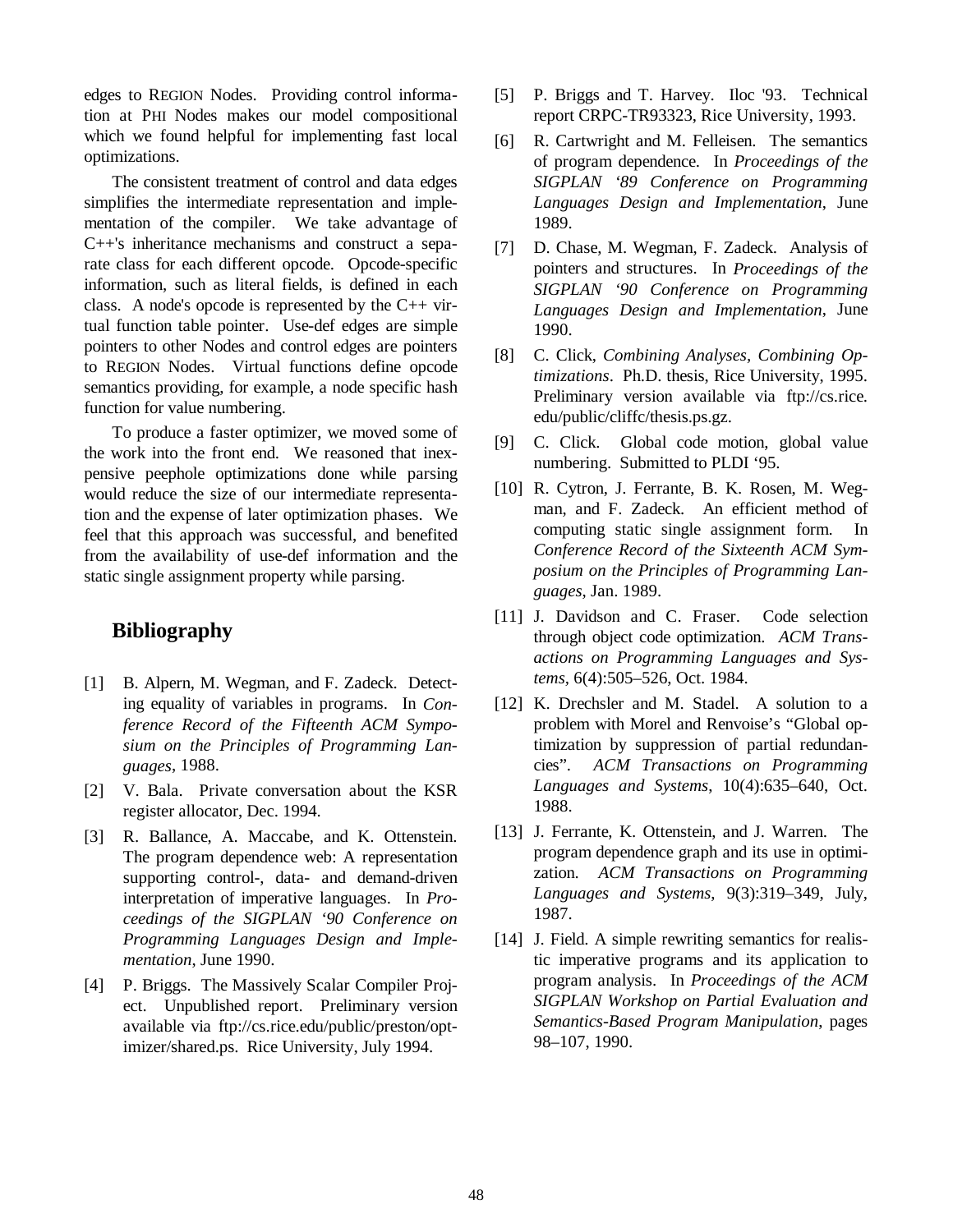edges to REGION Nodes. Providing control information at PHI Nodes makes our model compositional which we found helpful for implementing fast local optimizations.

The consistent treatment of control and data edges simplifies the intermediate representation and implementation of the compiler. We take advantage of C++'s inheritance mechanisms and construct a separate class for each different opcode. Opcode-specific information, such as literal fields, is defined in each class. A node's opcode is represented by the C++ virtual function table pointer. Use-def edges are simple pointers to other Nodes and control edges are pointers to REGION Nodes. Virtual functions define opcode semantics providing, for example, a node specific hash function for value numbering.

To produce a faster optimizer, we moved some of the work into the front end. We reasoned that inexpensive peephole optimizations done while parsing would reduce the size of our intermediate representation and the expense of later optimization phases. We feel that this approach was successful, and benefited from the availability of use-def information and the static single assignment property while parsing.

## Bibliography

[1] B. Alpern, M. Wegman, and F. Zadeck. Detecting equality of variables in programs. In *Conference Record of the Fifteenth ACM Symposium on the Principles of Programming Languages*, 1988.

[2] V. Bala. Private conversation about the KSR register allocator, Dec. 1994.

[3] R. Ballance, A. Maccabe, and K. Ottenstein. The program dependence web: A representation supporting control-, data- and demand-driven interpretation of imperative languages. In *Proceedings of the SIGPLAN '90 Conference on Programming Languages Design and Implementation*, June 1990.

[4] P. Briggs. The Massively Scalar Compiler Project. Unpublished report. Preliminary version available via ftp://cs.rice.edu/public/preston/optimizer/shared.ps. Rice University, July 1994.

[5] P. Briggs and T. Harvey. Iloc '93. Technical report CRPC-TR93323, Rice University, 1993.

[6] R. Cartwright and M. Felleisen. The semantics of program dependence. In *Proceedings of the SIGPLAN '89 Conference on Programming Languages Design and Implementation*, June 1989.

[7] D. Chase, M. Wegman, F. Zadeck. Analysis of pointers and structures. In *Proceedings of the SIGPLAN '90 Conference on Programming Languages Design and Implementation*, June 1990.

[8] C. Click, *Combining Analyses, Combining Optimizations*. Ph.D. thesis, Rice University, 1995. Preliminary version available via ftp://cs.rice.edu/public/cliffc/thesis.ps.gz.

[9] C. Click. Global code motion, global value numbering. Submitted to PLDI '95.

[10] R. Cytron, J. Ferrante, B. K. Rosen, M. Wegman, and F. Zadeck. An efficient method of computing static single assignment form. In *Conference Record of the Sixteenth ACM Symposium on the Principles of Programming Languages*, Jan. 1989.

[11] J. Davidson and C. Fraser. Code selection through object code optimization. *ACM Transactions on Programming Languages and Systems*, 6(4):505–526, Oct. 1984.

[12] K. Drechsler and M. Stadel. A solution to a problem with Morel and Renvoise's "Global optimization by suppression of partial redundancies". *ACM Transactions on Programming Languages and Systems*, 10(4):635–640, Oct. 1988.

[13] J. Ferrante, K. Ottenstein, and J. Warren. The program dependence graph and its use in optimization. *ACM Transactions on Programming Languages and Systems*, 9(3):319–349, July, 1987.

[14] J. Field. A simple rewriting semantics for realistic imperative programs and its application to program analysis. In *Proceedings of the ACM SIGPLAN Workshop on Partial Evaluation and Semantics-Based Program Manipulation*, pages 98–107, 1990.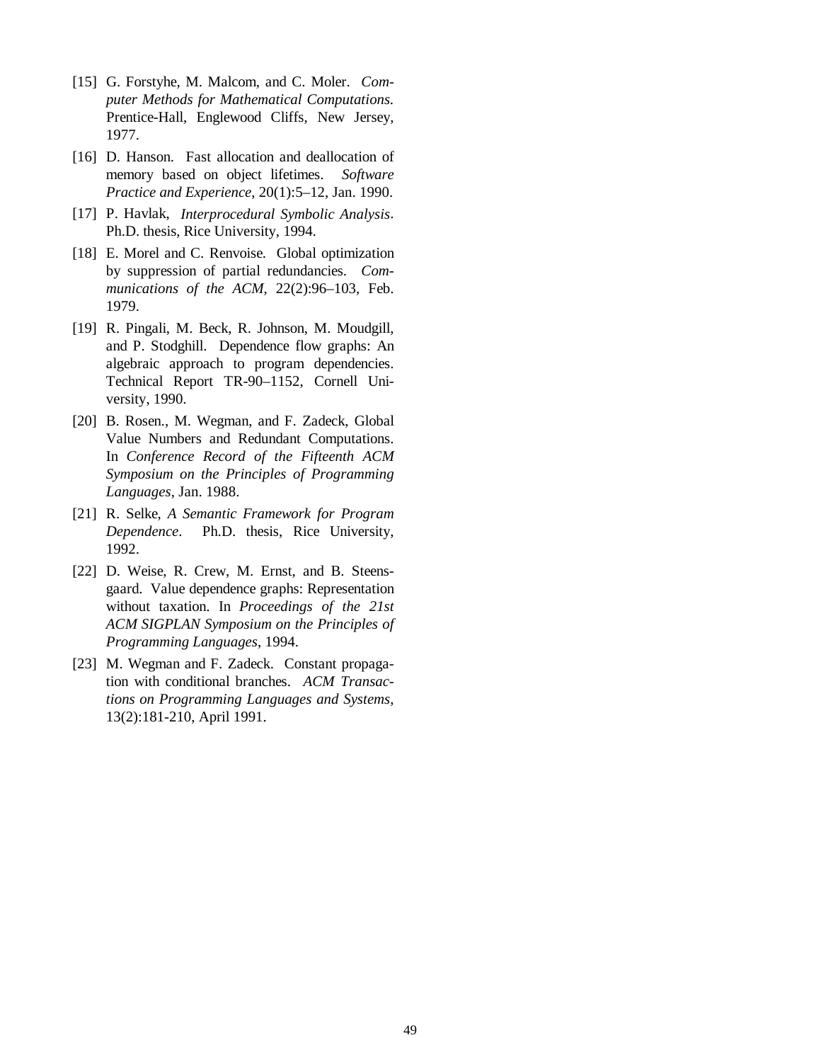[15] G. Forstyhe, M. Malcom, and C. Moler. *Computer Methods for Mathematical Computations.* Prentice-Hall, Englewood Cliffs, New Jersey, 1977.

[16] D. Hanson. Fast allocation and deallocation of memory based on object lifetimes. *Software Practice and Experience*, 20(1):5–12, Jan. 1990.

[17] P. Havlak, *Interprocedural Symbolic Analysis*. Ph.D. thesis, Rice University, 1994.

[18] E. Morel and C. Renvoise. Global optimization by suppression of partial redundancies. *Communications of the ACM*, 22(2):96–103, Feb. 1979.

[19] R. Pingali, M. Beck, R. Johnson, M. Moudgill, and P. Stodghill. Dependence flow graphs: An algebraic approach to program dependencies. Technical Report TR-90–1152, Cornell University, 1990.

[20] B. Rosen., M. Wegman, and F. Zadeck, Global Value Numbers and Redundant Computations. In *Conference Record of the Fifteenth ACM Symposium on the Principles of Programming Languages*, Jan. 1988.

[21] R. Selke, *A Semantic Framework for Program Dependence*. Ph.D. thesis, Rice University, 1992.

[22] D. Weise, R. Crew, M. Ernst, and B. Steensgaard. Value dependence graphs: Representation without taxation. In *Proceedings of the 21st ACM SIGPLAN Symposium on the Principles of Programming Languages*, 1994.

[23] M. Wegman and F. Zadeck. Constant propagation with conditional branches. *ACM Transactions on Programming Languages and Systems*, 13(2):181-210, April 1991.